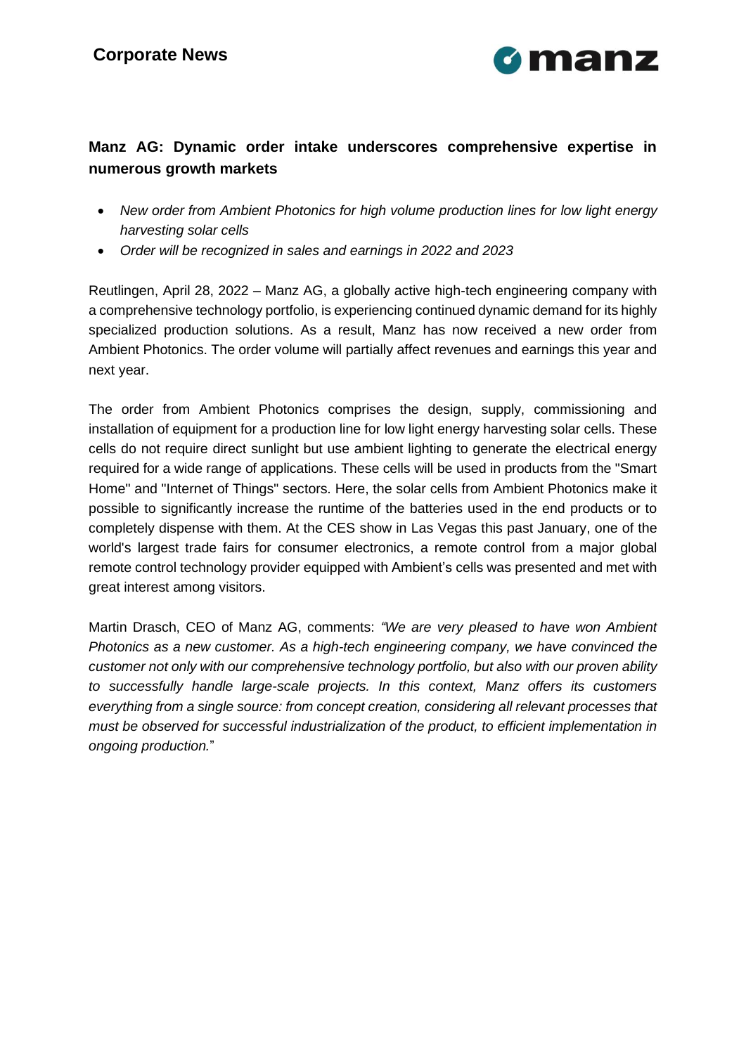**Corporate News**

## Manz AG: Dynamic order intake underscores comprehensive expertise in numerous growth markets

- *New order from Ambient Photonics for high volume production lines for low light energy harvesting solar cells*
- *Order will be recognized in sales and earnings in 2022 and 2023*

Reutlingen, April 28, 2022 – Manz AG, a globally active high-tech engineering company with a comprehensive technology portfolio, is experiencing continued dynamic demand for its highly specialized production solutions. As a result, Manz has now received a new order from Ambient Photonics. The order volume will partially affect revenues and earnings this year and next year.

The order from Ambient Photonics comprises the design, supply, commissioning and installation of equipment for a production line for low light energy harvesting solar cells. These cells do not require direct sunlight but use ambient lighting to generate the electrical energy required for a wide range of applications. These cells will be used in products from the "Smart Home" and "Internet of Things" sectors. Here, the solar cells from Ambient Photonics make it possible to significantly increase the runtime of the batteries used in the end products or to completely dispense with them. At the CES show in Las Vegas this past January, one of the world's largest trade fairs for consumer electronics, a remote control from a major global remote control technology provider equipped with Ambient's cells was presented and met with great interest among visitors.

Martin Drasch, CEO of Manz AG, comments: *"We are very pleased to have won Ambient Photonics as a new customer. As a high-tech engineering company, we have convinced the customer not only with our comprehensive technology portfolio, but also with our proven ability to successfully handle large-scale projects. In this context, Manz offers its customers everything from a single source: from concept creation, considering all relevant processes that must be observed for successful industrialization of the product, to efficient implementation in ongoing production.*"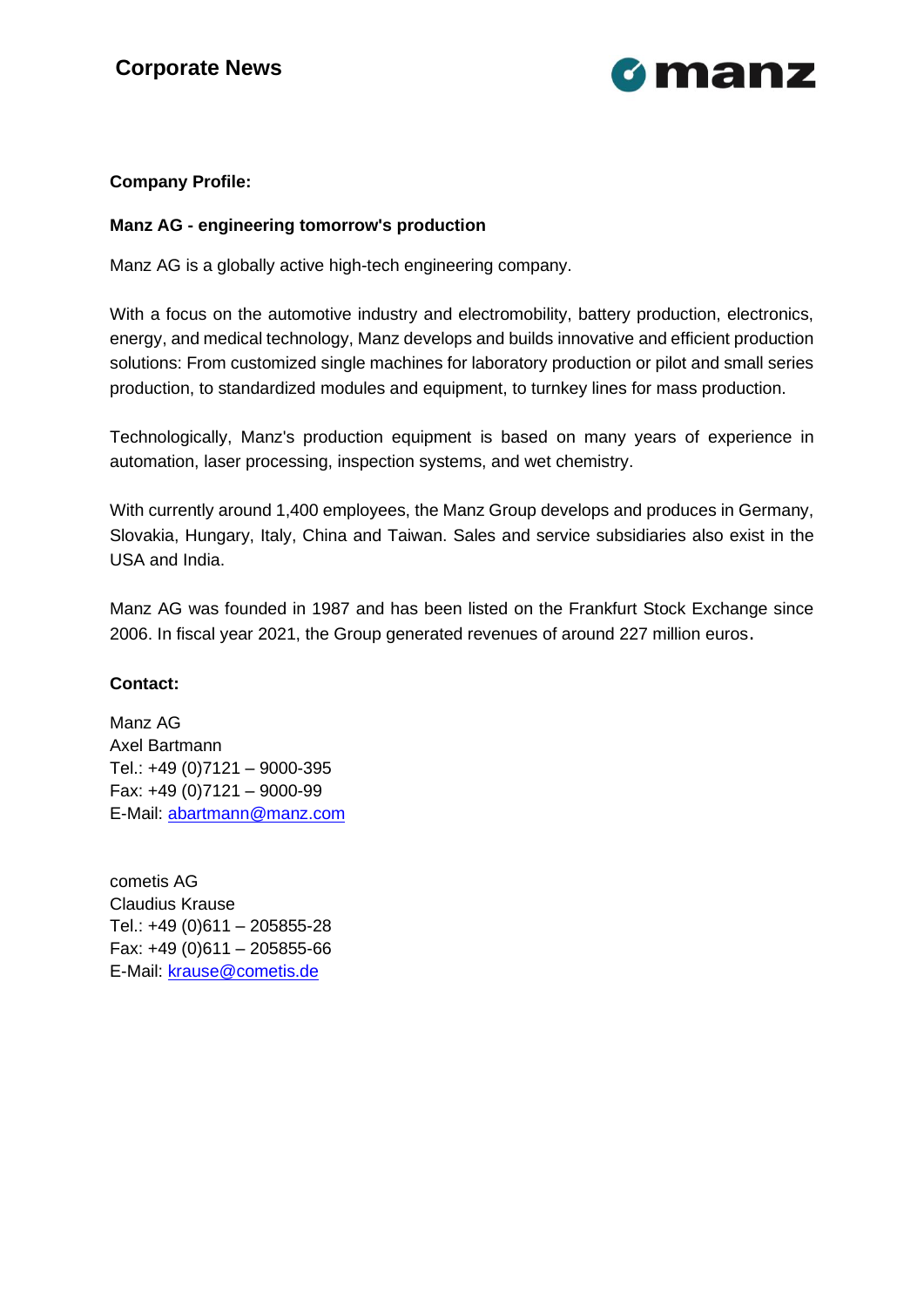**Company Profile:**

**Manz AG - engineering tomorrow's production**

Manz AG is a globally active high-tech engineering company.

With a focus on the automotive industry and electromobility, battery production, electronics, energy, and medical technology, Manz develops and builds innovative and efficient production solutions: From customized single machines for laboratory production or pilot and small series production, to standardized modules and equipment, to turnkey lines for mass production.

Technologically, Manz's production equipment is based on many years of experience in automation, laser processing, inspection systems, and wet chemistry.

With currently around 1,400 employees, the Manz Group develops and produces in Germany, Slovakia, Hungary, Italy, China and Taiwan. Sales and service subsidiaries also exist in the USA and India.

Manz AG was founded in 1987 and has been listed on the Frankfurt Stock Exchange since 2006. In fiscal year 2021, the Group generated revenues of around 227 million euros.

**Contact:**

Manz AG
Axel Bartmann
Tel.: +49 (0)7121 – 9000-395
Fax: +49 (0)7121 – 9000-99
E-Mail: abartmann@manz.com

cometis AG
Claudius Krause
Tel.: +49 (0)611 – 205855-28
Fax: +49 (0)611 – 205855-66
E-Mail: krause@cometis.de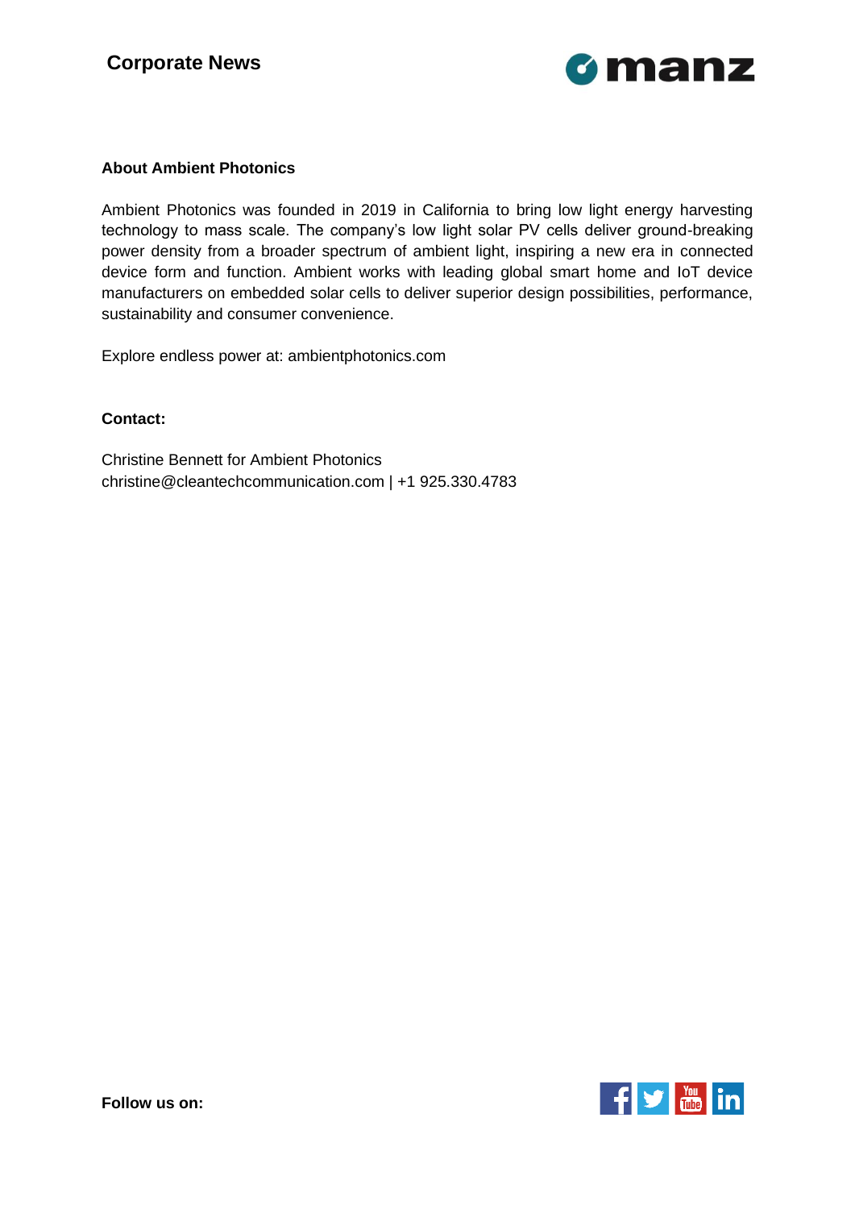**About Ambient Photonics**

Ambient Photonics was founded in 2019 in California to bring low light energy harvesting technology to mass scale. The company's low light solar PV cells deliver ground-breaking power density from a broader spectrum of ambient light, inspiring a new era in connected device form and function. Ambient works with leading global smart home and IoT device manufacturers on embedded solar cells to deliver superior design possibilities, performance, sustainability and consumer convenience.

Explore endless power at: ambientphotonics.com

**Contact:**

Christine Bennett for Ambient Photonics
christine@cleantechcommunication.com | +1 925.330.4783

**Follow us on:**